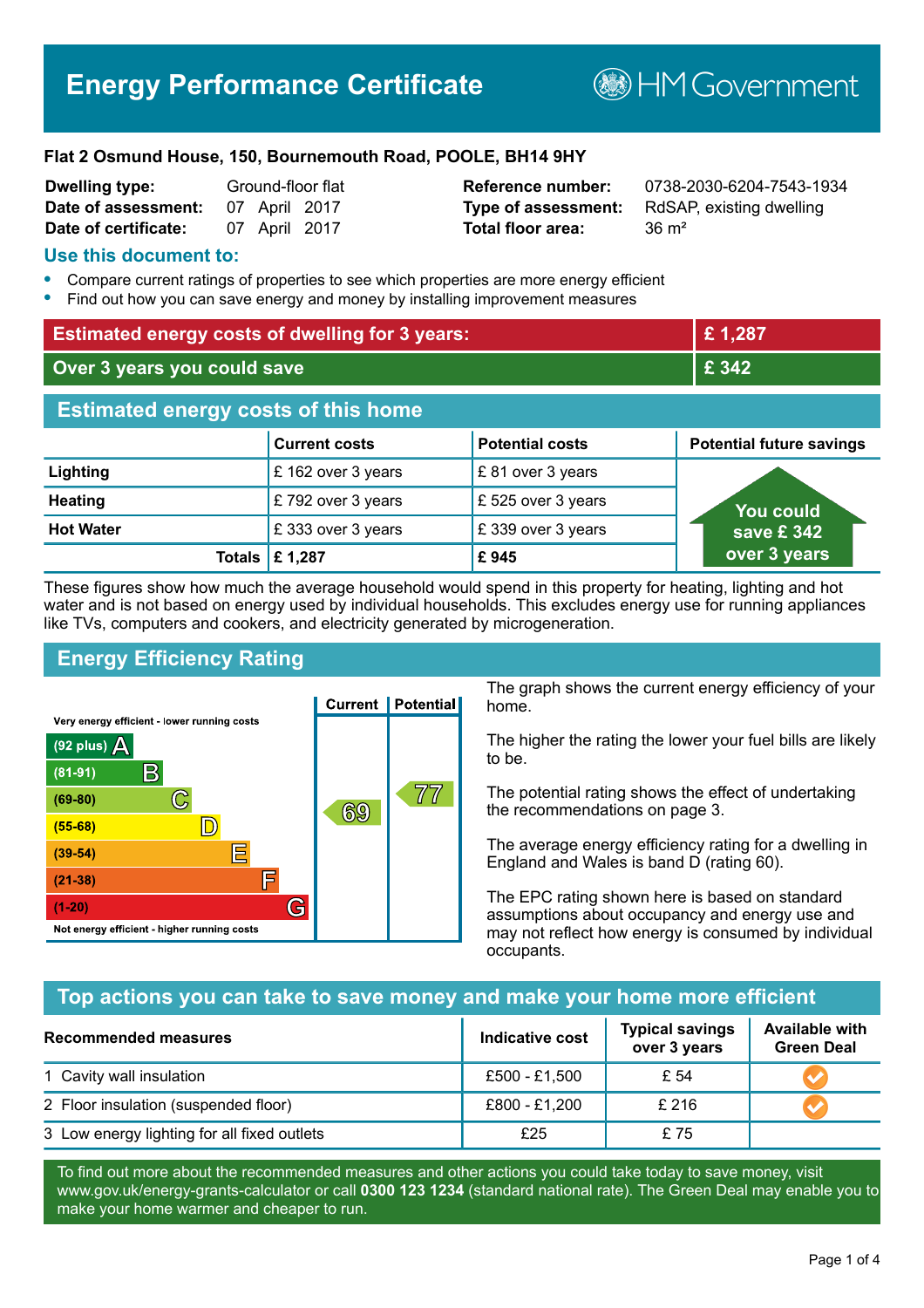# Energy Performance Certificate

HM Government

**Flat 2 Osmund House, 150, Bournemouth Road, POOLE, BH14 9HY**

| | | | |
|---|---|---|---|
| **Dwelling type:** | Ground-floor flat | **Reference number:** | 0738-2030-6204-7543-1934 |
| **Date of assessment:** | 07 April 2017 | **Type of assessment:** | RdSAP, existing dwelling |
| **Date of certificate:** | 07 April 2017 | **Total floor area:** | 36 m² |

## Use this document to:

- Compare current ratings of properties to see which properties are more energy efficient
- Find out how you can save energy and money by installing improvement measures

| | |
|---|---|
| **Estimated energy costs of dwelling for 3 years:** | **£ 1,287** |
| **Over 3 years you could save** | **£ 342** |

## Estimated energy costs of this home

| | Current costs | Potential costs | Potential future savings |
|---|---|---|---|
| **Lighting** | £ 162 over 3 years | £ 81 over 3 years | You could save £ 342 over 3 years |
| **Heating** | £ 792 over 3 years | £ 525 over 3 years | |
| **Hot Water** | £ 333 over 3 years | £ 339 over 3 years | |
| **Totals** | **£ 1,287** | **£ 945** | |

These figures show how much the average household would spend in this property for heating, lighting and hot water and is not based on energy used by individual households. This excludes energy use for running appliances like TVs, computers and cookers, and electricity generated by microgeneration.

## Energy Efficiency Rating

| Rating band | Current | Potential |
|---|---|---|
| Very energy efficient - lower running costs | | |
| (92 plus) A | | |
| (81-91) B | | |
| (69-80) C | 69 | 77 |
| (55-68) D | | |
| (39-54) E | | |
| (21-38) F | | |
| (1-20) G | | |
| Not energy efficient - higher running costs | | |

The graph shows the current energy efficiency of your home.

The higher the rating the lower your fuel bills are likely to be.

The potential rating shows the effect of undertaking the recommendations on page 3.

The average energy efficiency rating for a dwelling in England and Wales is band D (rating 60).

The EPC rating shown here is based on standard assumptions about occupancy and energy use and may not reflect how energy is consumed by individual occupants.

## Top actions you can take to save money and make your home more efficient

| Recommended measures | Indicative cost | Typical savings over 3 years | Available with Green Deal |
|---|---|---|---|
| 1 Cavity wall insulation | £500 - £1,500 | £ 54 | ✓ |
| 2 Floor insulation (suspended floor) | £800 - £1,200 | £ 216 | ✓ |
| 3 Low energy lighting for all fixed outlets | £25 | £ 75 | |

To find out more about the recommended measures and other actions you could take today to save money, visit www.gov.uk/energy-grants-calculator or call **0300 123 1234** (standard national rate). The Green Deal may enable you to make your home warmer and cheaper to run.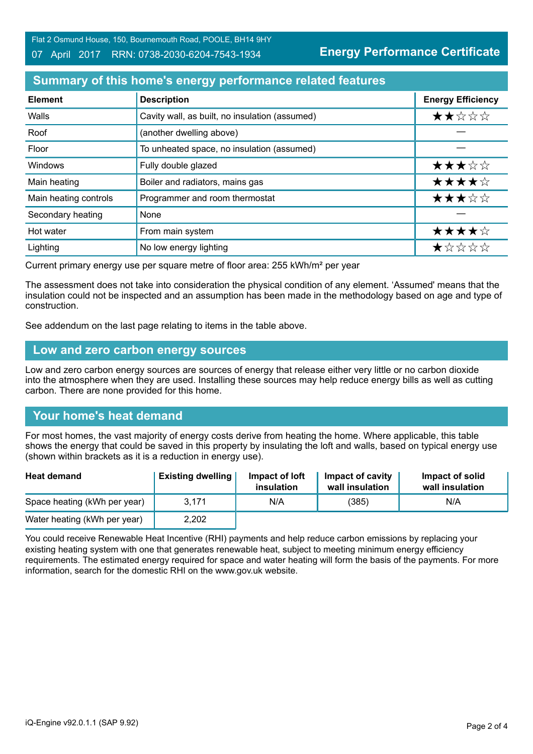Flat 2 Osmund House, 150, Bournemouth Road, POOLE, BH14 9HY
07 April 2017 RRN: 0738-2030-6204-7543-1934

**Energy Performance Certificate**

## Summary of this home's energy performance related features

| Element | Description | Energy Efficiency |
|---|---|---|
| Walls | Cavity wall, as built, no insulation (assumed) | ★★☆☆☆ |
| Roof | (another dwelling above) | — |
| Floor | To unheated space, no insulation (assumed) | — |
| Windows | Fully double glazed | ★★★☆☆ |
| Main heating | Boiler and radiators, mains gas | ★★★★☆ |
| Main heating controls | Programmer and room thermostat | ★★★☆☆ |
| Secondary heating | None | — |
| Hot water | From main system | ★★★★☆ |
| Lighting | No low energy lighting | ★☆☆☆☆ |

Current primary energy use per square metre of floor area: 255 kWh/m² per year

The assessment does not take into consideration the physical condition of any element. 'Assumed' means that the insulation could not be inspected and an assumption has been made in the methodology based on age and type of construction.

See addendum on the last page relating to items in the table above.

## Low and zero carbon energy sources

Low and zero carbon energy sources are sources of energy that release either very little or no carbon dioxide into the atmosphere when they are used. Installing these sources may help reduce energy bills as well as cutting carbon. There are none provided for this home.

## Your home's heat demand

For most homes, the vast majority of energy costs derive from heating the home. Where applicable, this table shows the energy that could be saved in this property by insulating the loft and walls, based on typical energy use (shown within brackets as it is a reduction in energy use).

| Heat demand | Existing dwelling | Impact of loft insulation | Impact of cavity wall insulation | Impact of solid wall insulation |
|---|---|---|---|---|
| Space heating (kWh per year) | 3,171 | N/A | (385) | N/A |
| Water heating (kWh per year) | 2,202 | | | |

You could receive Renewable Heat Incentive (RHI) payments and help reduce carbon emissions by replacing your existing heating system with one that generates renewable heat, subject to meeting minimum energy efficiency requirements. The estimated energy required for space and water heating will form the basis of the payments. For more information, search for the domestic RHI on the www.gov.uk website.

iQ-Engine v92.0.1.1 (SAP 9.92)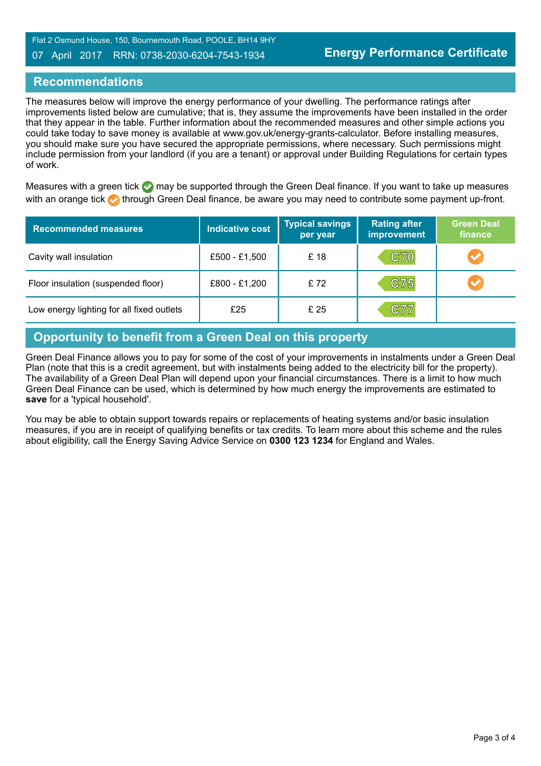## Recommendations

The measures below will improve the energy performance of your dwelling. The performance ratings after improvements listed below are cumulative; that is, they assume the improvements have been installed in the order that they appear in the table. Further information about the recommended measures and other simple actions you could take today to save money is available at www.gov.uk/energy-grants-calculator. Before installing measures, you should make sure you have secured the appropriate permissions, where necessary. Such permissions might include permission from your landlord (if you are a tenant) or approval under Building Regulations for certain types of work.

Measures with a green tick ✔ may be supported through the Green Deal finance. If you want to take up measures with an orange tick ✔ through Green Deal finance, be aware you may need to contribute some payment up-front.

| Recommended measures | Indicative cost | Typical savings per year | Rating after improvement | Green Deal finance |
|---|---|---|---|---|
| Cavity wall insulation | £500 - £1,500 | £ 18 | C70 | ✔ (orange) |
| Floor insulation (suspended floor) | £800 - £1,200 | £ 72 | C75 | ✔ (orange) |
| Low energy lighting for all fixed outlets | £25 | £ 25 | C77 | |

## Opportunity to benefit from a Green Deal on this property

Green Deal Finance allows you to pay for some of the cost of your improvements in instalments under a Green Deal Plan (note that this is a credit agreement, but with instalments being added to the electricity bill for the property). The availability of a Green Deal Plan will depend upon your financial circumstances. There is a limit to how much Green Deal Finance can be used, which is determined by how much energy the improvements are estimated to **save** for a 'typical household'.

You may be able to obtain support towards repairs or replacements of heating systems and/or basic insulation measures, if you are in receipt of qualifying benefits or tax credits. To learn more about this scheme and the rules about eligibility, call the Energy Saving Advice Service on **0300 123 1234** for England and Wales.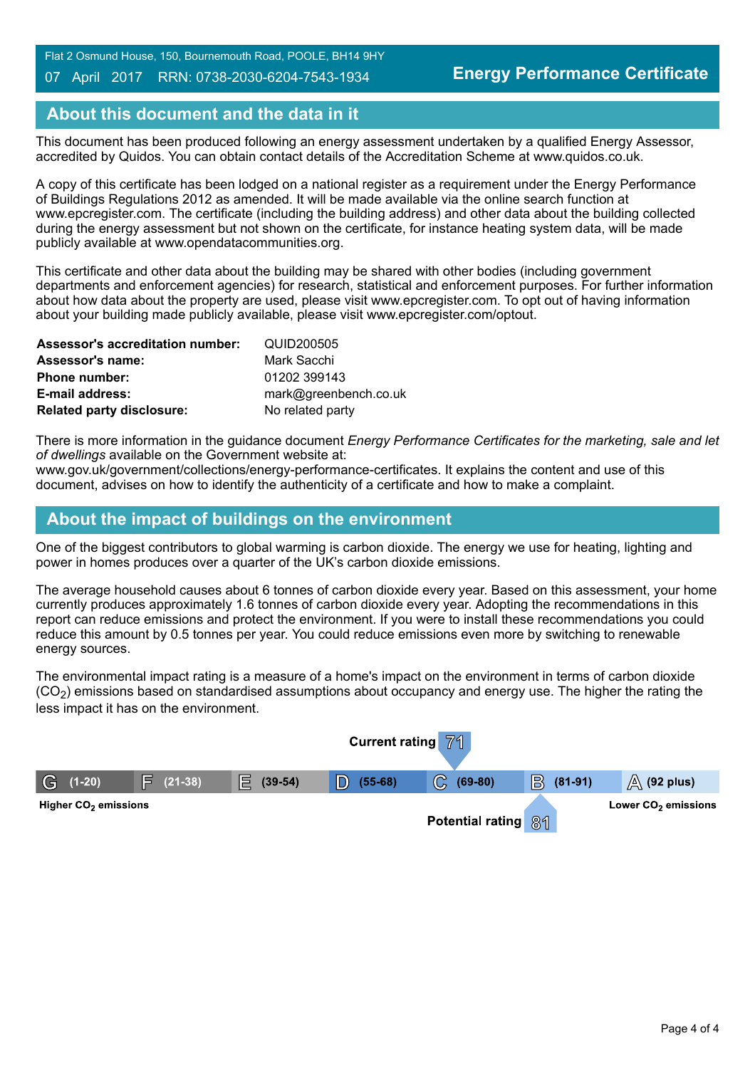Flat 2 Osmund House, 150, Bournemouth Road, POOLE, BH14 9HY

07 April 2017 RRN: 0738-2030-6204-7543-1934

**Energy Performance Certificate**

## About this document and the data in it

This document has been produced following an energy assessment undertaken by a qualified Energy Assessor, accredited by Quidos. You can obtain contact details of the Accreditation Scheme at www.quidos.co.uk.

A copy of this certificate has been lodged on a national register as a requirement under the Energy Performance of Buildings Regulations 2012 as amended. It will be made available via the online search function at www.epcregister.com. The certificate (including the building address) and other data about the building collected during the energy assessment but not shown on the certificate, for instance heating system data, will be made publicly available at www.opendatacommunities.org.

This certificate and other data about the building may be shared with other bodies (including government departments and enforcement agencies) for research, statistical and enforcement purposes. For further information about how data about the property are used, please visit www.epcregister.com. To opt out of having information about your building made publicly available, please visit www.epcregister.com/optout.

| | |
|---|---|
| **Assessor's accreditation number:** | QUID200505 |
| **Assessor's name:** | Mark Sacchi |
| **Phone number:** | 01202 399143 |
| **E-mail address:** | mark@greenbench.co.uk |
| **Related party disclosure:** | No related party |

There is more information in the guidance document *Energy Performance Certificates for the marketing, sale and let of dwellings* available on the Government website at: www.gov.uk/government/collections/energy-performance-certificates. It explains the content and use of this document, advises on how to identify the authenticity of a certificate and how to make a complaint.

## About the impact of buildings on the environment

One of the biggest contributors to global warming is carbon dioxide. The energy we use for heating, lighting and power in homes produces over a quarter of the UK's carbon dioxide emissions.

The average household causes about 6 tonnes of carbon dioxide every year. Based on this assessment, your home currently produces approximately 1.6 tonnes of carbon dioxide every year. Adopting the recommendations in this report can reduce emissions and protect the environment. If you were to install these recommendations you could reduce this amount by 0.5 tonnes per year. You could reduce emissions even more by switching to renewable energy sources.

The environmental impact rating is a measure of a home's impact on the environment in terms of carbon dioxide ($CO_2$) emissions based on standardised assumptions about occupancy and energy use. The higher the rating the less impact it has on the environment.

Current rating 71

G (1-20) F (21-38) E (39-54) D (55-68) C (69-80) B (81-91) A (92 plus)

Higher $CO_2$ emissions

Lower $CO_2$ emissions

Potential rating 81